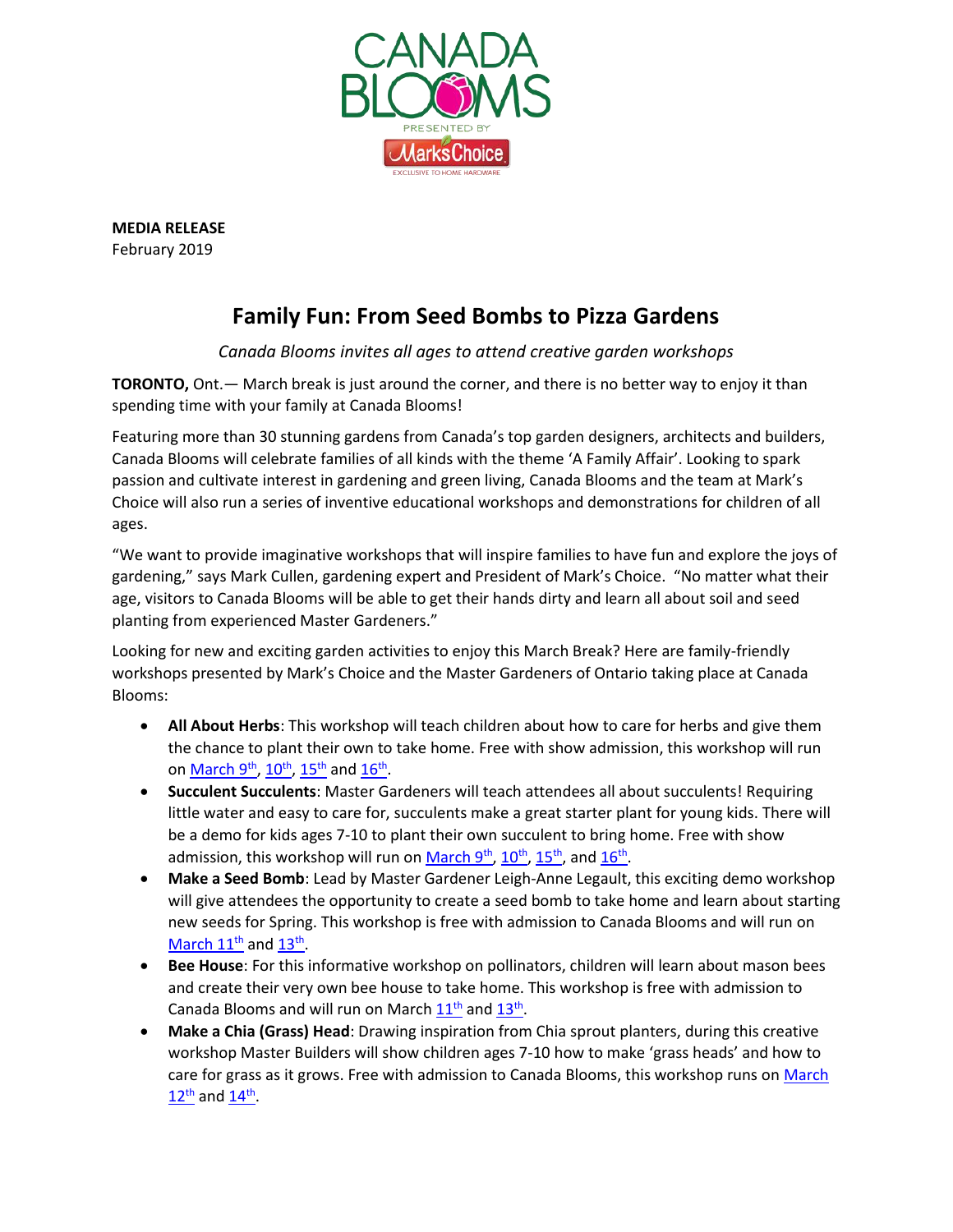CANADA BLOOMS
PRESENTED BY Mark's Choice
EXCLUSIVE TO HOME HARDWARE

**MEDIA RELEASE**
February 2019

# Family Fun: From Seed Bombs to Pizza Gardens

*Canada Blooms invites all ages to attend creative garden workshops*

**TORONTO,** Ont.— March break is just around the corner, and there is no better way to enjoy it than spending time with your family at Canada Blooms!

Featuring more than 30 stunning gardens from Canada's top garden designers, architects and builders, Canada Blooms will celebrate families of all kinds with the theme 'A Family Affair'. Looking to spark passion and cultivate interest in gardening and green living, Canada Blooms and the team at Mark's Choice will also run a series of inventive educational workshops and demonstrations for children of all ages.

"We want to provide imaginative workshops that will inspire families to have fun and explore the joys of gardening," says Mark Cullen, gardening expert and President of Mark's Choice. "No matter what their age, visitors to Canada Blooms will be able to get their hands dirty and learn all about soil and seed planting from experienced Master Gardeners."

Looking for new and exciting garden activities to enjoy this March Break? Here are family-friendly workshops presented by Mark's Choice and the Master Gardeners of Ontario taking place at Canada Blooms:

- **All About Herbs**: This workshop will teach children about how to care for herbs and give them the chance to plant their own to take home. Free with show admission, this workshop will run on March 9th, 10th, 15th and 16th.
- **Succulent Succulents**: Master Gardeners will teach attendees all about succulents! Requiring little water and easy to care for, succulents make a great starter plant for young kids. There will be a demo for kids ages 7-10 to plant their own succulent to bring home. Free with show admission, this workshop will run on March 9th, 10th, 15th, and 16th.
- **Make a Seed Bomb**: Lead by Master Gardener Leigh-Anne Legault, this exciting demo workshop will give attendees the opportunity to create a seed bomb to take home and learn about starting new seeds for Spring. This workshop is free with admission to Canada Blooms and will run on March 11th and 13th.
- **Bee House**: For this informative workshop on pollinators, children will learn about mason bees and create their very own bee house to take home. This workshop is free with admission to Canada Blooms and will run on March 11th and 13th.
- **Make a Chia (Grass) Head**: Drawing inspiration from Chia sprout planters, during this creative workshop Master Builders will show children ages 7-10 how to make 'grass heads' and how to care for grass as it grows. Free with admission to Canada Blooms, this workshop runs on March 12th and 14th.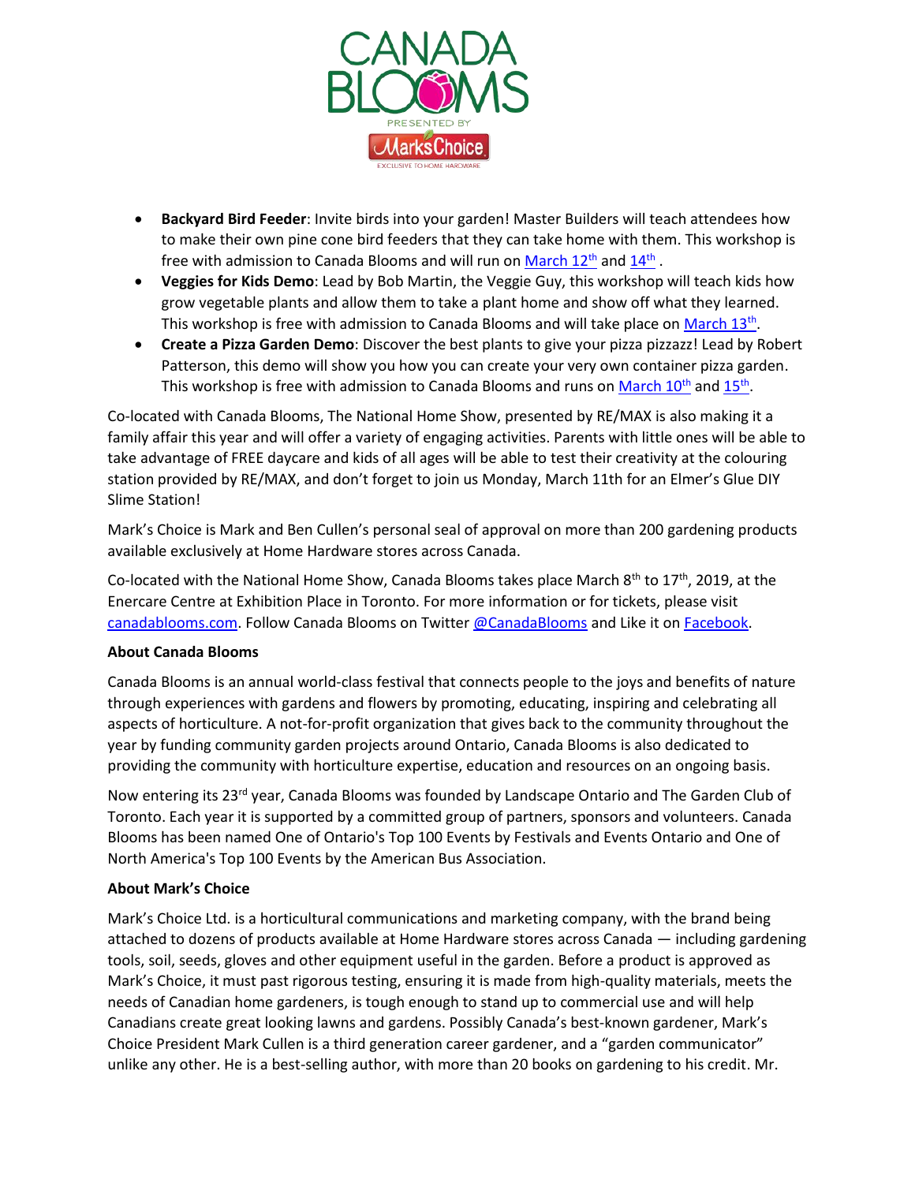- **Backyard Bird Feeder**: Invite birds into your garden! Master Builders will teach attendees how to make their own pine cone bird feeders that they can take home with them. This workshop is free with admission to Canada Blooms and will run on March 12th and 14th .
- **Veggies for Kids Demo**: Lead by Bob Martin, the Veggie Guy, this workshop will teach kids how grow vegetable plants and allow them to take a plant home and show off what they learned. This workshop is free with admission to Canada Blooms and will take place on March 13th.
- **Create a Pizza Garden Demo**: Discover the best plants to give your pizza pizzazz! Lead by Robert Patterson, this demo will show you how you can create your very own container pizza garden. This workshop is free with admission to Canada Blooms and runs on March 10th and 15th.

Co-located with Canada Blooms, The National Home Show, presented by RE/MAX is also making it a family affair this year and will offer a variety of engaging activities. Parents with little ones will be able to take advantage of FREE daycare and kids of all ages will be able to test their creativity at the colouring station provided by RE/MAX, and don't forget to join us Monday, March 11th for an Elmer's Glue DIY Slime Station!

Mark's Choice is Mark and Ben Cullen's personal seal of approval on more than 200 gardening products available exclusively at Home Hardware stores across Canada.

Co-located with the National Home Show, Canada Blooms takes place March 8th to 17th, 2019, at the Enercare Centre at Exhibition Place in Toronto. For more information or for tickets, please visit canadablooms.com. Follow Canada Blooms on Twitter @CanadaBlooms and Like it on Facebook.

**About Canada Blooms**

Canada Blooms is an annual world-class festival that connects people to the joys and benefits of nature through experiences with gardens and flowers by promoting, educating, inspiring and celebrating all aspects of horticulture. A not-for-profit organization that gives back to the community throughout the year by funding community garden projects around Ontario, Canada Blooms is also dedicated to providing the community with horticulture expertise, education and resources on an ongoing basis.

Now entering its 23rd year, Canada Blooms was founded by Landscape Ontario and The Garden Club of Toronto. Each year it is supported by a committed group of partners, sponsors and volunteers. Canada Blooms has been named One of Ontario's Top 100 Events by Festivals and Events Ontario and One of North America's Top 100 Events by the American Bus Association.

**About Mark's Choice**

Mark's Choice Ltd. is a horticultural communications and marketing company, with the brand being attached to dozens of products available at Home Hardware stores across Canada — including gardening tools, soil, seeds, gloves and other equipment useful in the garden. Before a product is approved as Mark's Choice, it must past rigorous testing, ensuring it is made from high-quality materials, meets the needs of Canadian home gardeners, is tough enough to stand up to commercial use and will help Canadians create great looking lawns and gardens. Possibly Canada's best-known gardener, Mark's Choice President Mark Cullen is a third generation career gardener, and a "garden communicator" unlike any other. He is a best-selling author, with more than 20 books on gardening to his credit. Mr.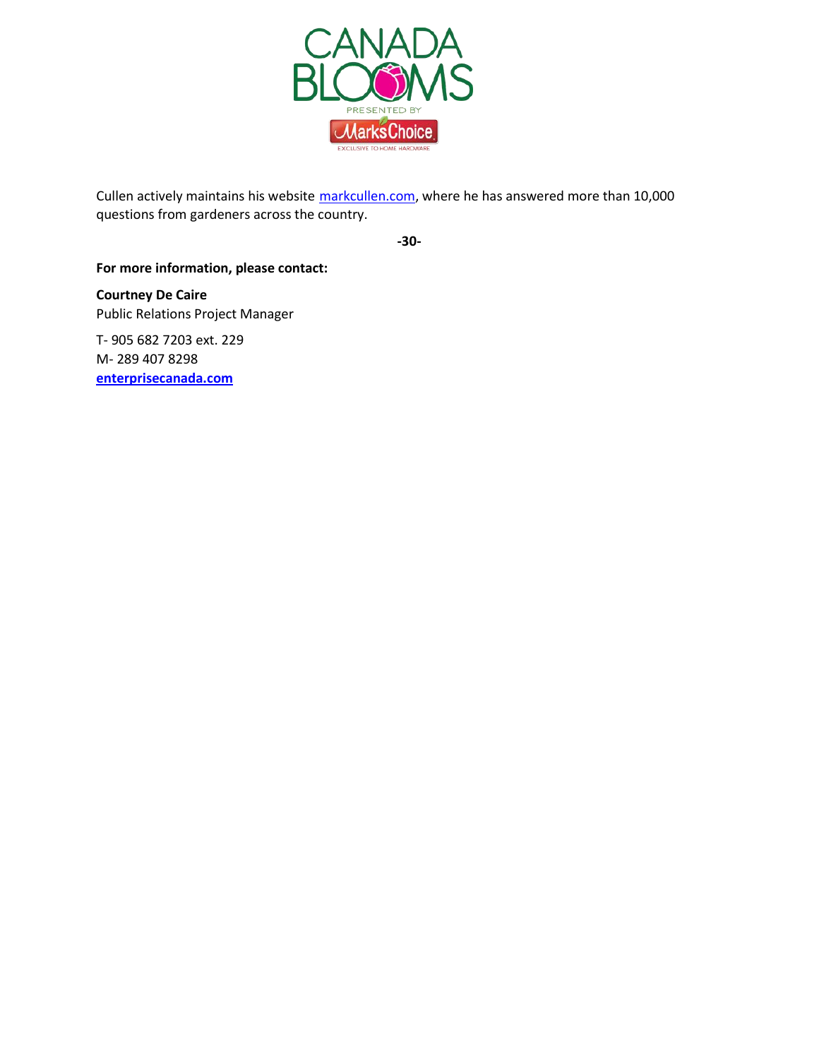Cullen actively maintains his website [markcullen.com](markcullen.com), where he has answered more than 10,000 questions from gardeners across the country.

**-30-**

**For more information, please contact:**

**Courtney De Caire**
Public Relations Project Manager

T- 905 682 7203 ext. 229
M- 289 407 8298
**[enterprisecanada.com](enterprisecanada.com)**